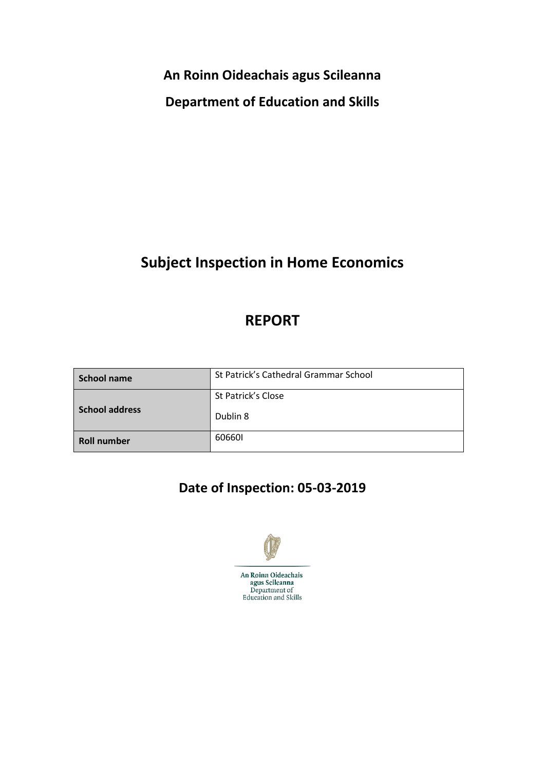**An Roinn Oideachais agus Scileanna**

**Department of Education and Skills**

# Subject Inspection in Home Economics

# REPORT

| **School name** | St Patrick's Cathedral Grammar School |
| --- | --- |
| **School address** | St Patrick's Close<br>Dublin 8 |
| **Roll number** | 60660I |

## Date of Inspection: 05-03-2019

An Roinn Oideachais agus Scileanna
Department of Education and Skills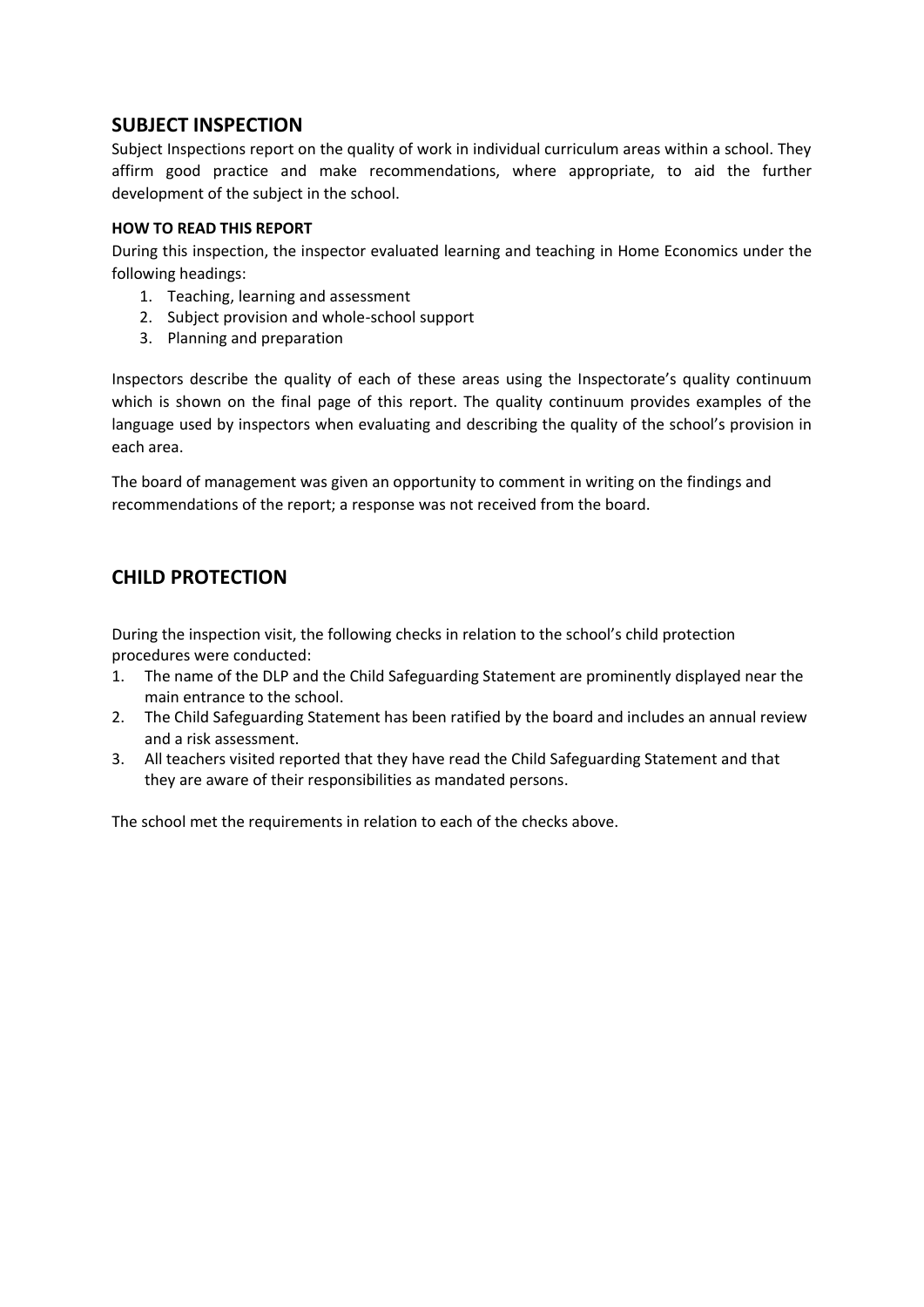## SUBJECT INSPECTION

Subject Inspections report on the quality of work in individual curriculum areas within a school. They affirm good practice and make recommendations, where appropriate, to aid the further development of the subject in the school.

#### HOW TO READ THIS REPORT

During this inspection, the inspector evaluated learning and teaching in Home Economics under the following headings:

1. Teaching, learning and assessment
2. Subject provision and whole-school support
3. Planning and preparation

Inspectors describe the quality of each of these areas using the Inspectorate's quality continuum which is shown on the final page of this report. The quality continuum provides examples of the language used by inspectors when evaluating and describing the quality of the school's provision in each area.

The board of management was given an opportunity to comment in writing on the findings and recommendations of the report; a response was not received from the board.

## CHILD PROTECTION

During the inspection visit, the following checks in relation to the school's child protection procedures were conducted:

1. The name of the DLP and the Child Safeguarding Statement are prominently displayed near the main entrance to the school.
2. The Child Safeguarding Statement has been ratified by the board and includes an annual review and a risk assessment.
3. All teachers visited reported that they have read the Child Safeguarding Statement and that they are aware of their responsibilities as mandated persons.

The school met the requirements in relation to each of the checks above.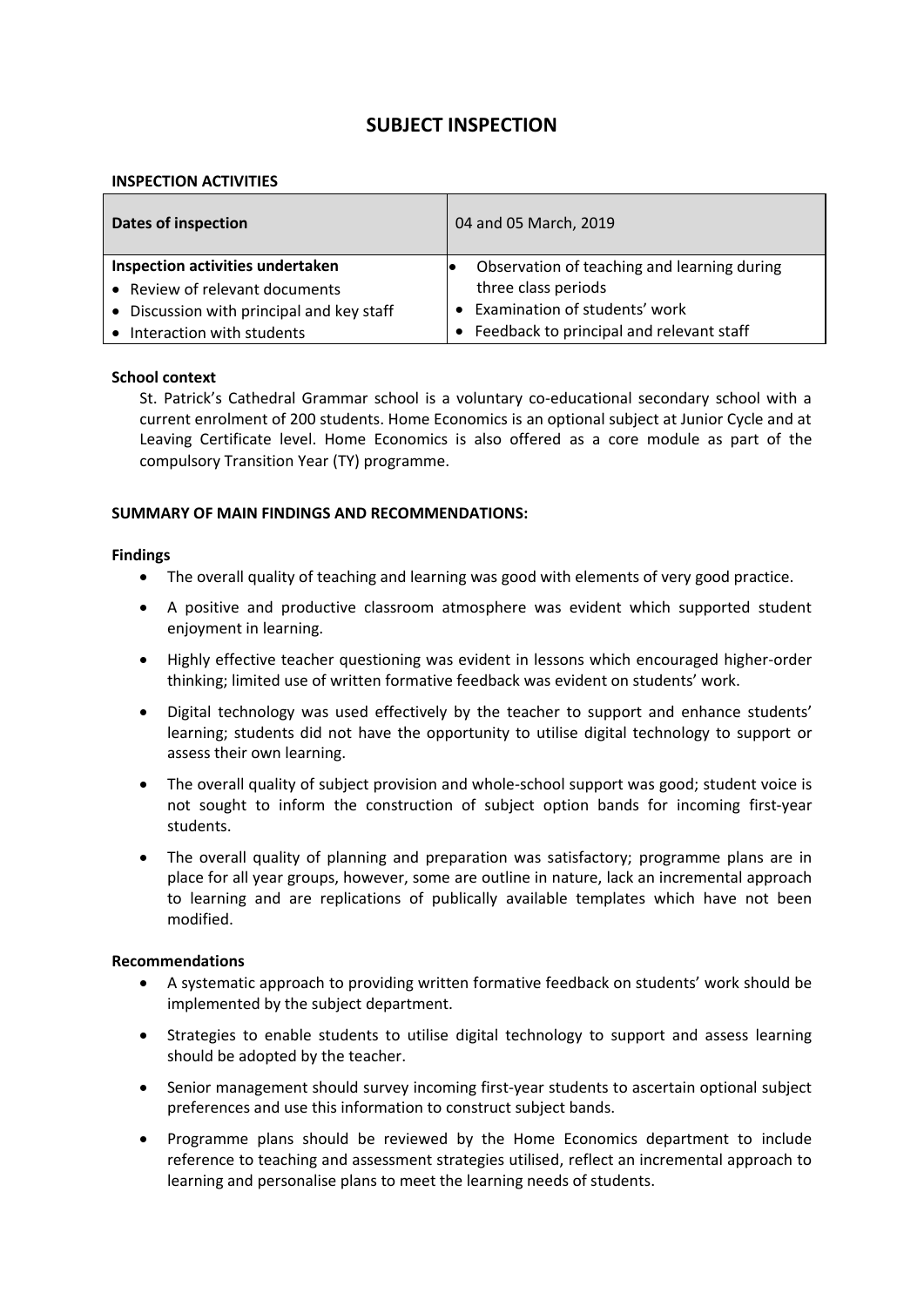# SUBJECT INSPECTION

### INSPECTION ACTIVITIES

| Dates of inspection | 04 and 05 March, 2019 |
|---|---|
| **Inspection activities undertaken**<br>• Review of relevant documents<br>• Discussion with principal and key staff<br>• Interaction with students | • Observation of teaching and learning during three class periods<br>• Examination of students' work<br>• Feedback to principal and relevant staff |

**School context**

St. Patrick's Cathedral Grammar school is a voluntary co-educational secondary school with a current enrolment of 200 students. Home Economics is an optional subject at Junior Cycle and at Leaving Certificate level. Home Economics is also offered as a core module as part of the compulsory Transition Year (TY) programme.

### SUMMARY OF MAIN FINDINGS AND RECOMMENDATIONS:

**Findings**

- The overall quality of teaching and learning was good with elements of very good practice.
- A positive and productive classroom atmosphere was evident which supported student enjoyment in learning.
- Highly effective teacher questioning was evident in lessons which encouraged higher-order thinking; limited use of written formative feedback was evident on students' work.
- Digital technology was used effectively by the teacher to support and enhance students' learning; students did not have the opportunity to utilise digital technology to support or assess their own learning.
- The overall quality of subject provision and whole-school support was good; student voice is not sought to inform the construction of subject option bands for incoming first-year students.
- The overall quality of planning and preparation was satisfactory; programme plans are in place for all year groups, however, some are outline in nature, lack an incremental approach to learning and are replications of publically available templates which have not been modified.

**Recommendations**

- A systematic approach to providing written formative feedback on students' work should be implemented by the subject department.
- Strategies to enable students to utilise digital technology to support and assess learning should be adopted by the teacher.
- Senior management should survey incoming first-year students to ascertain optional subject preferences and use this information to construct subject bands.
- Programme plans should be reviewed by the Home Economics department to include reference to teaching and assessment strategies utilised, reflect an incremental approach to learning and personalise plans to meet the learning needs of students.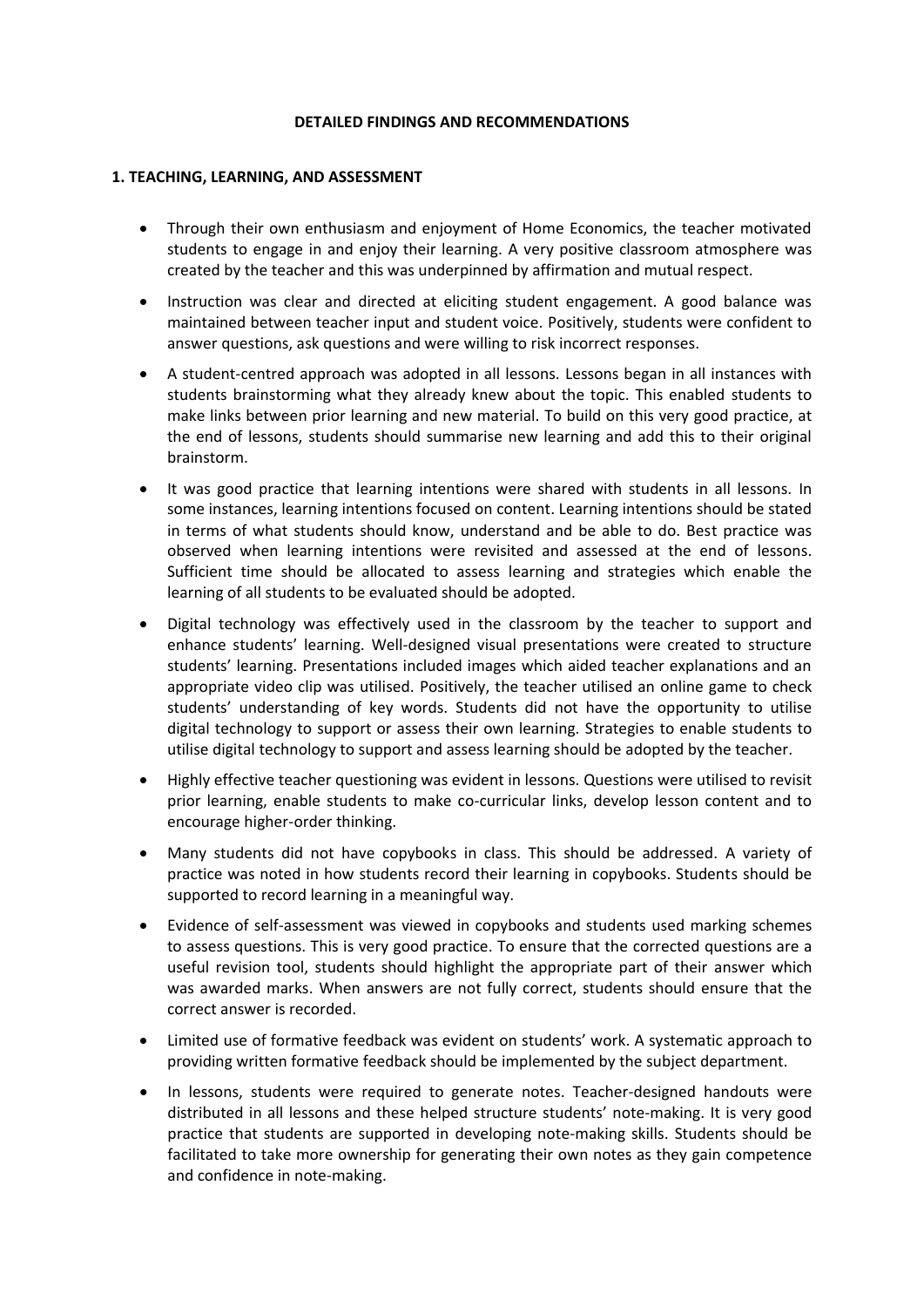## DETAILED FINDINGS AND RECOMMENDATIONS

### 1. TEACHING, LEARNING, AND ASSESSMENT

- Through their own enthusiasm and enjoyment of Home Economics, the teacher motivated students to engage in and enjoy their learning. A very positive classroom atmosphere was created by the teacher and this was underpinned by affirmation and mutual respect.
- Instruction was clear and directed at eliciting student engagement. A good balance was maintained between teacher input and student voice. Positively, students were confident to answer questions, ask questions and were willing to risk incorrect responses.
- A student-centred approach was adopted in all lessons. Lessons began in all instances with students brainstorming what they already knew about the topic. This enabled students to make links between prior learning and new material. To build on this very good practice, at the end of lessons, students should summarise new learning and add this to their original brainstorm.
- It was good practice that learning intentions were shared with students in all lessons. In some instances, learning intentions focused on content. Learning intentions should be stated in terms of what students should know, understand and be able to do. Best practice was observed when learning intentions were revisited and assessed at the end of lessons. Sufficient time should be allocated to assess learning and strategies which enable the learning of all students to be evaluated should be adopted.
- Digital technology was effectively used in the classroom by the teacher to support and enhance students' learning. Well-designed visual presentations were created to structure students' learning. Presentations included images which aided teacher explanations and an appropriate video clip was utilised. Positively, the teacher utilised an online game to check students' understanding of key words. Students did not have the opportunity to utilise digital technology to support or assess their own learning. Strategies to enable students to utilise digital technology to support and assess learning should be adopted by the teacher.
- Highly effective teacher questioning was evident in lessons. Questions were utilised to revisit prior learning, enable students to make co-curricular links, develop lesson content and to encourage higher-order thinking.
- Many students did not have copybooks in class. This should be addressed. A variety of practice was noted in how students record their learning in copybooks. Students should be supported to record learning in a meaningful way.
- Evidence of self-assessment was viewed in copybooks and students used marking schemes to assess questions. This is very good practice. To ensure that the corrected questions are a useful revision tool, students should highlight the appropriate part of their answer which was awarded marks. When answers are not fully correct, students should ensure that the correct answer is recorded.
- Limited use of formative feedback was evident on students' work. A systematic approach to providing written formative feedback should be implemented by the subject department.
- In lessons, students were required to generate notes. Teacher-designed handouts were distributed in all lessons and these helped structure students' note-making. It is very good practice that students are supported in developing note-making skills. Students should be facilitated to take more ownership for generating their own notes as they gain competence and confidence in note-making.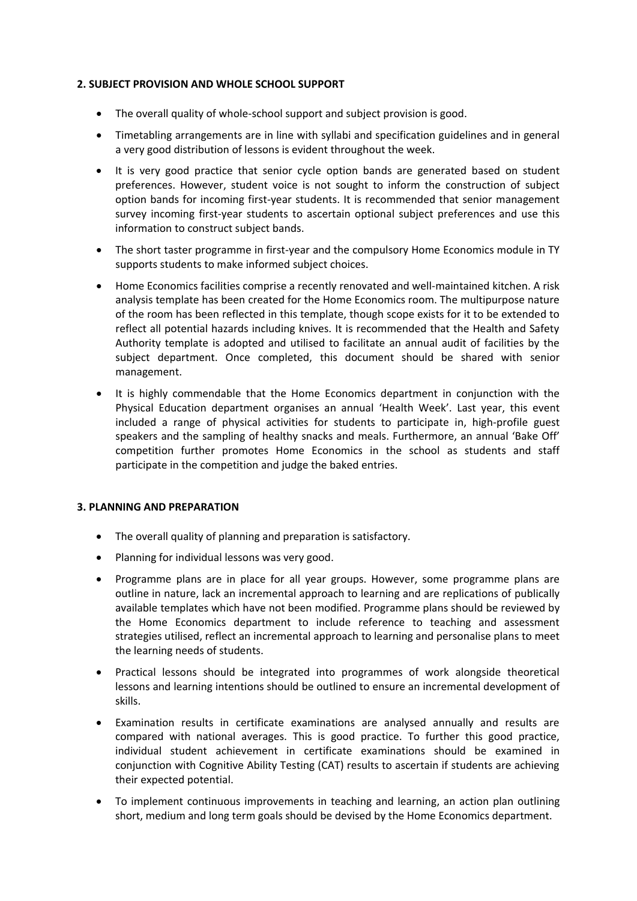## 2. SUBJECT PROVISION AND WHOLE SCHOOL SUPPORT

- The overall quality of whole-school support and subject provision is good.
- Timetabling arrangements are in line with syllabi and specification guidelines and in general a very good distribution of lessons is evident throughout the week.
- It is very good practice that senior cycle option bands are generated based on student preferences. However, student voice is not sought to inform the construction of subject option bands for incoming first-year students. It is recommended that senior management survey incoming first-year students to ascertain optional subject preferences and use this information to construct subject bands.
- The short taster programme in first-year and the compulsory Home Economics module in TY supports students to make informed subject choices.
- Home Economics facilities comprise a recently renovated and well-maintained kitchen. A risk analysis template has been created for the Home Economics room. The multipurpose nature of the room has been reflected in this template, though scope exists for it to be extended to reflect all potential hazards including knives. It is recommended that the Health and Safety Authority template is adopted and utilised to facilitate an annual audit of facilities by the subject department. Once completed, this document should be shared with senior management.
- It is highly commendable that the Home Economics department in conjunction with the Physical Education department organises an annual 'Health Week'. Last year, this event included a range of physical activities for students to participate in, high-profile guest speakers and the sampling of healthy snacks and meals. Furthermore, an annual 'Bake Off' competition further promotes Home Economics in the school as students and staff participate in the competition and judge the baked entries.

## 3. PLANNING AND PREPARATION

- The overall quality of planning and preparation is satisfactory.
- Planning for individual lessons was very good.
- Programme plans are in place for all year groups. However, some programme plans are outline in nature, lack an incremental approach to learning and are replications of publically available templates which have not been modified. Programme plans should be reviewed by the Home Economics department to include reference to teaching and assessment strategies utilised, reflect an incremental approach to learning and personalise plans to meet the learning needs of students.
- Practical lessons should be integrated into programmes of work alongside theoretical lessons and learning intentions should be outlined to ensure an incremental development of skills.
- Examination results in certificate examinations are analysed annually and results are compared with national averages. This is good practice. To further this good practice, individual student achievement in certificate examinations should be examined in conjunction with Cognitive Ability Testing (CAT) results to ascertain if students are achieving their expected potential.
- To implement continuous improvements in teaching and learning, an action plan outlining short, medium and long term goals should be devised by the Home Economics department.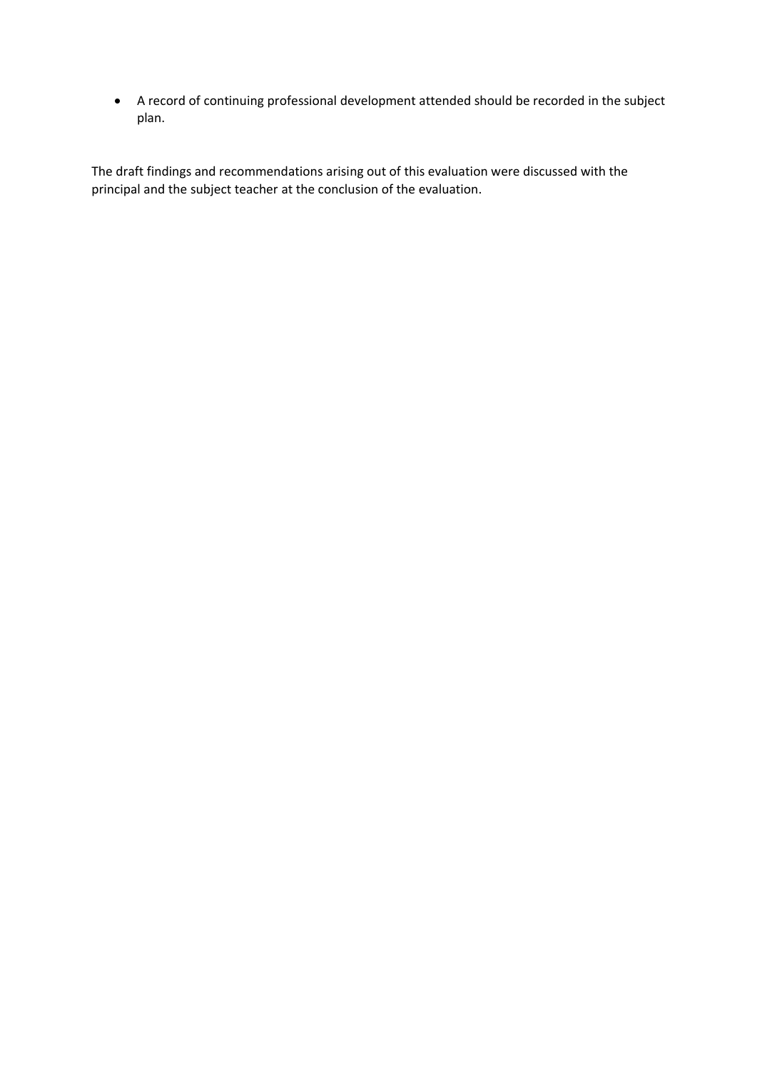- A record of continuing professional development attended should be recorded in the subject plan.

The draft findings and recommendations arising out of this evaluation were discussed with the principal and the subject teacher at the conclusion of the evaluation.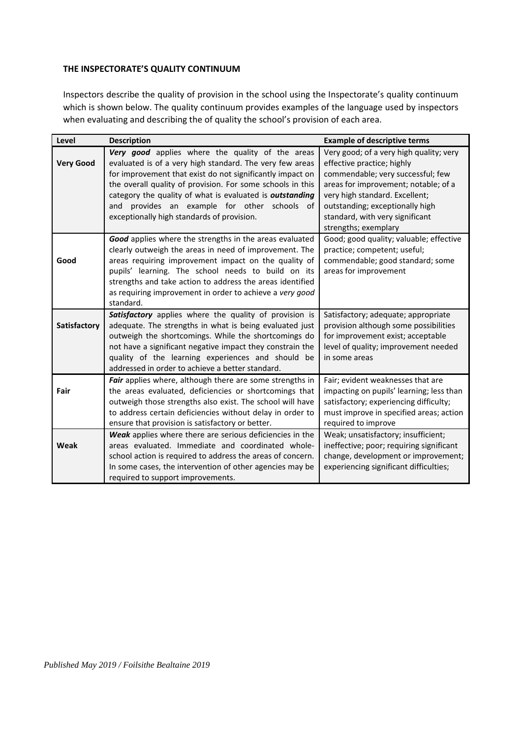**THE INSPECTORATE'S QUALITY CONTINUUM**

Inspectors describe the quality of provision in the school using the Inspectorate's quality continuum which is shown below. The quality continuum provides examples of the language used by inspectors when evaluating and describing the of quality the school's provision of each area.

| Level | Description | Example of descriptive terms |
|---|---|---|
| **Very Good** | ***Very good*** applies where the quality of the areas evaluated is of a very high standard. The very few areas for improvement that exist do not significantly impact on the overall quality of provision. For some schools in this category the quality of what is evaluated is ***outstanding*** and provides an example for other schools of exceptionally high standards of provision. | Very good; of a very high quality; very effective practice; highly commendable; very successful; few areas for improvement; notable; of a very high standard. Excellent; outstanding; exceptionally high standard, with very significant strengths; exemplary |
| **Good** | ***Good*** applies where the strengths in the areas evaluated clearly outweigh the areas in need of improvement. The areas requiring improvement impact on the quality of pupils' learning. The school needs to build on its strengths and take action to address the areas identified as requiring improvement in order to achieve a *very good* standard. | Good; good quality; valuable; effective practice; competent; useful; commendable; good standard; some areas for improvement |
| **Satisfactory** | ***Satisfactory*** applies where the quality of provision is adequate. The strengths in what is being evaluated just outweigh the shortcomings. While the shortcomings do not have a significant negative impact they constrain the quality of the learning experiences and should be addressed in order to achieve a better standard. | Satisfactory; adequate; appropriate provision although some possibilities for improvement exist; acceptable level of quality; improvement needed in some areas |
| **Fair** | ***Fair*** applies where, although there are some strengths in the areas evaluated, deficiencies or shortcomings that outweigh those strengths also exist. The school will have to address certain deficiencies without delay in order to ensure that provision is satisfactory or better. | Fair; evident weaknesses that are impacting on pupils' learning; less than satisfactory; experiencing difficulty; must improve in specified areas; action required to improve |
| **Weak** | ***Weak*** applies where there are serious deficiencies in the areas evaluated. Immediate and coordinated whole-school action is required to address the areas of concern. In some cases, the intervention of other agencies may be required to support improvements. | Weak; unsatisfactory; insufficient; ineffective; poor; requiring significant change, development or improvement; experiencing significant difficulties; |

*Published May 2019 / Foilsithe Bealtaine 2019*